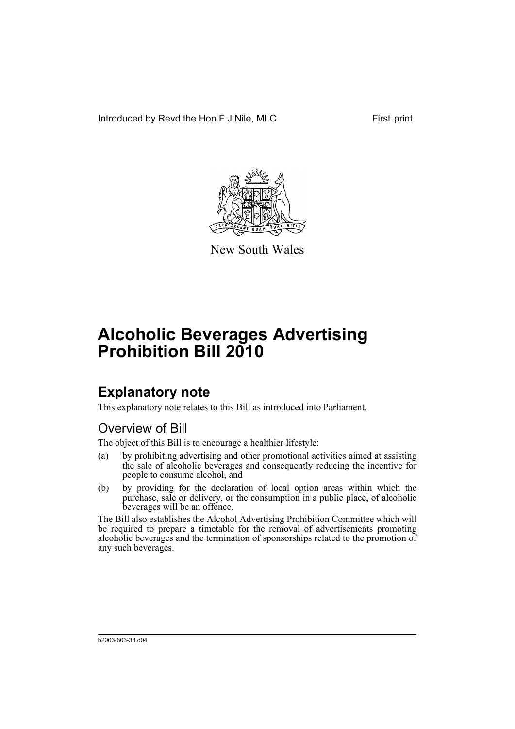Introduced by Revd the Hon F J Nile, MLC First print

New South Wales

# Alcoholic Beverages Advertising Prohibition Bill 2010

## Explanatory note

This explanatory note relates to this Bill as introduced into Parliament.

### Overview of Bill

The object of this Bill is to encourage a healthier lifestyle:

(a) by prohibiting advertising and other promotional activities aimed at assisting the sale of alcoholic beverages and consequently reducing the incentive for people to consume alcohol, and

(b) by providing for the declaration of local option areas within which the purchase, sale or delivery, or the consumption in a public place, of alcoholic beverages will be an offence.

The Bill also establishes the Alcohol Advertising Prohibition Committee which will be required to prepare a timetable for the removal of advertisements promoting alcoholic beverages and the termination of sponsorships related to the promotion of any such beverages.

b2003-603-33.d04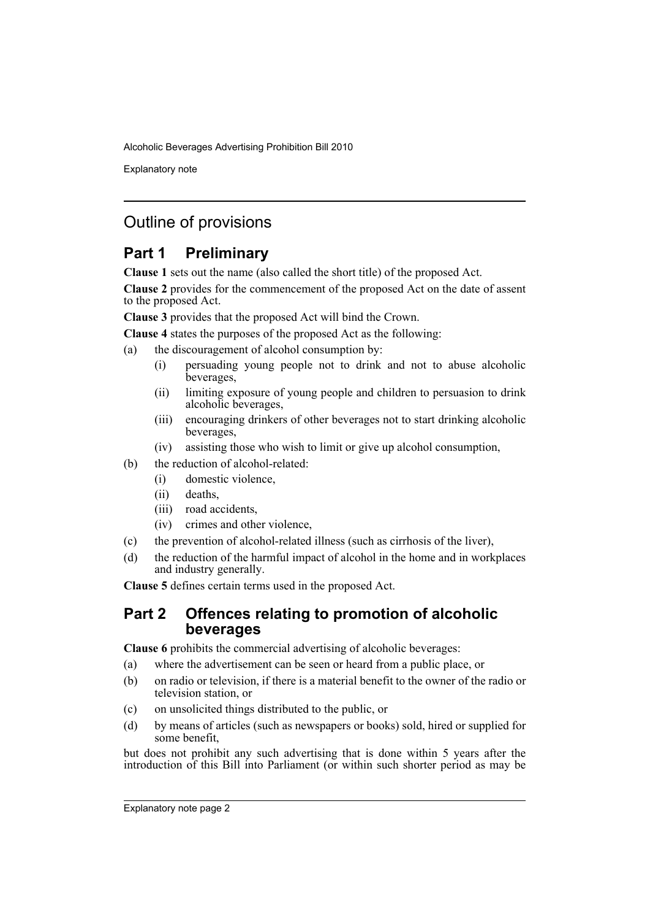## Outline of provisions

### Part 1 Preliminary

**Clause 1** sets out the name (also called the short title) of the proposed Act.

**Clause 2** provides for the commencement of the proposed Act on the date of assent to the proposed Act.

**Clause 3** provides that the proposed Act will bind the Crown.

**Clause 4** states the purposes of the proposed Act as the following:

- (a) the discouragement of alcohol consumption by:
  - (i) persuading young people not to drink and not to abuse alcoholic beverages,
  - (ii) limiting exposure of young people and children to persuasion to drink alcoholic beverages,
  - (iii) encouraging drinkers of other beverages not to start drinking alcoholic beverages,
  - (iv) assisting those who wish to limit or give up alcohol consumption,
- (b) the reduction of alcohol-related:
  - (i) domestic violence,
  - (ii) deaths,
  - (iii) road accidents,
  - (iv) crimes and other violence,
- (c) the prevention of alcohol-related illness (such as cirrhosis of the liver),
- (d) the reduction of the harmful impact of alcohol in the home and in workplaces and industry generally.

**Clause 5** defines certain terms used in the proposed Act.

### Part 2 Offences relating to promotion of alcoholic beverages

**Clause 6** prohibits the commercial advertising of alcoholic beverages:

- (a) where the advertisement can be seen or heard from a public place, or
- (b) on radio or television, if there is a material benefit to the owner of the radio or television station, or
- (c) on unsolicited things distributed to the public, or
- (d) by means of articles (such as newspapers or books) sold, hired or supplied for some benefit,

but does not prohibit any such advertising that is done within 5 years after the introduction of this Bill into Parliament (or within such shorter period as may be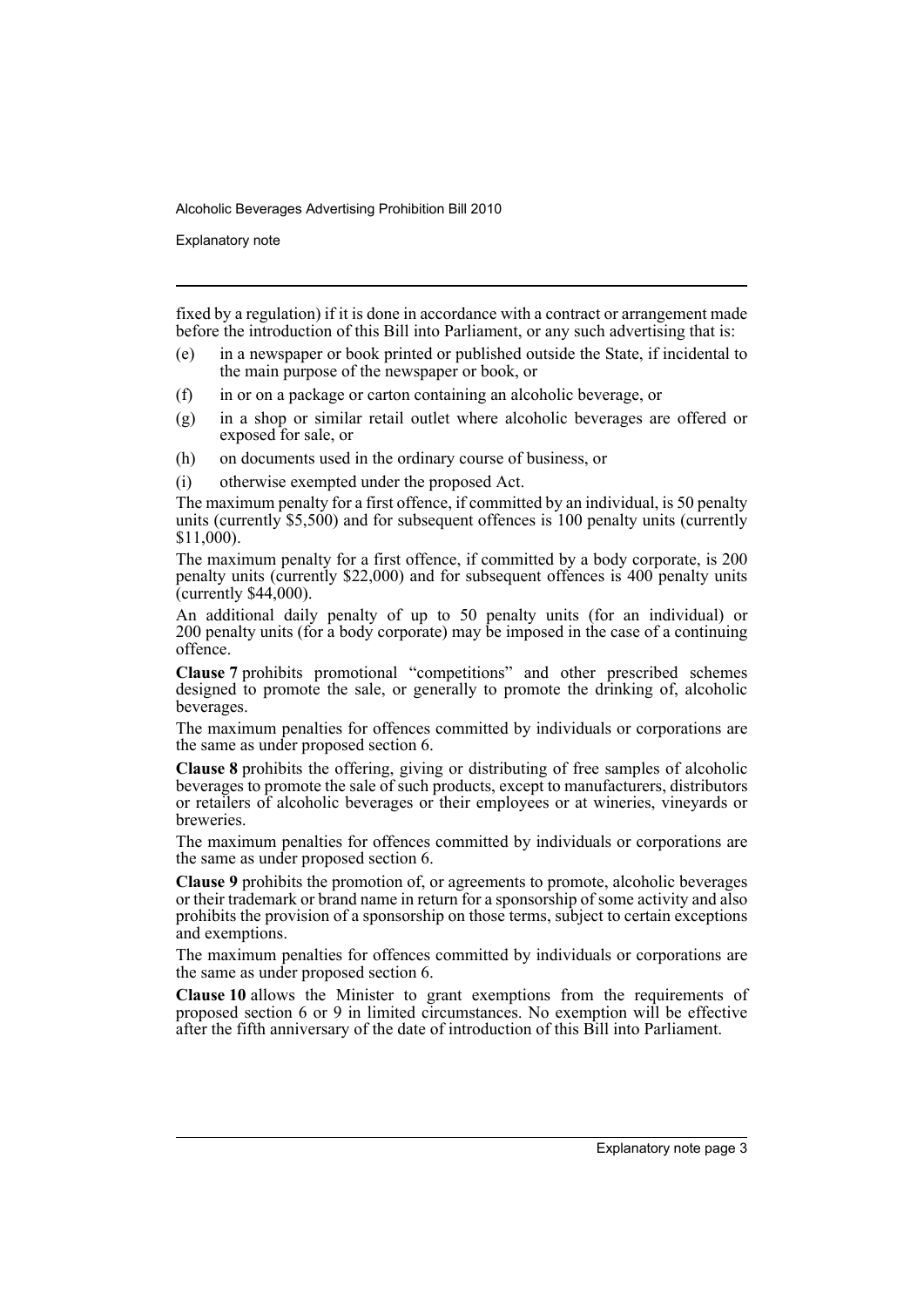fixed by a regulation) if it is done in accordance with a contract or arrangement made before the introduction of this Bill into Parliament, or any such advertising that is:

(e) in a newspaper or book printed or published outside the State, if incidental to the main purpose of the newspaper or book, or

(f) in or on a package or carton containing an alcoholic beverage, or

(g) in a shop or similar retail outlet where alcoholic beverages are offered or exposed for sale, or

(h) on documents used in the ordinary course of business, or

(i) otherwise exempted under the proposed Act.

The maximum penalty for a first offence, if committed by an individual, is 50 penalty units (currently $5,500) and for subsequent offences is 100 penalty units (currently $11,000).

The maximum penalty for a first offence, if committed by a body corporate, is 200 penalty units (currently $22,000) and for subsequent offences is 400 penalty units (currently $44,000).

An additional daily penalty of up to 50 penalty units (for an individual) or 200 penalty units (for a body corporate) may be imposed in the case of a continuing offence.

**Clause 7** prohibits promotional "competitions" and other prescribed schemes designed to promote the sale, or generally to promote the drinking of, alcoholic beverages.

The maximum penalties for offences committed by individuals or corporations are the same as under proposed section 6.

**Clause 8** prohibits the offering, giving or distributing of free samples of alcoholic beverages to promote the sale of such products, except to manufacturers, distributors or retailers of alcoholic beverages or their employees or at wineries, vineyards or breweries.

The maximum penalties for offences committed by individuals or corporations are the same as under proposed section 6.

**Clause 9** prohibits the promotion of, or agreements to promote, alcoholic beverages or their trademark or brand name in return for a sponsorship of some activity and also prohibits the provision of a sponsorship on those terms, subject to certain exceptions and exemptions.

The maximum penalties for offences committed by individuals or corporations are the same as under proposed section 6.

**Clause 10** allows the Minister to grant exemptions from the requirements of proposed section 6 or 9 in limited circumstances. No exemption will be effective after the fifth anniversary of the date of introduction of this Bill into Parliament.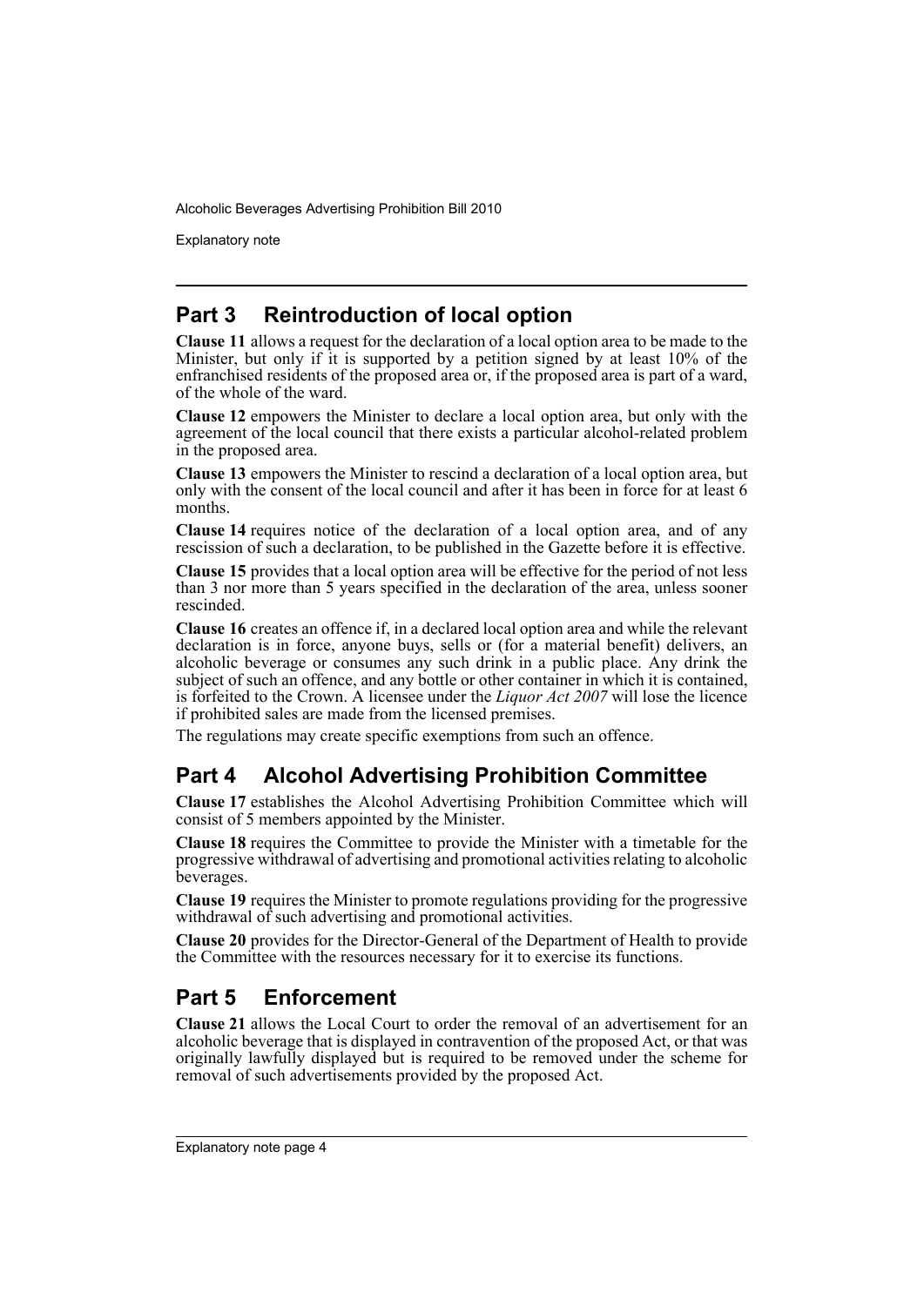## Part 3 Reintroduction of local option

**Clause 11** allows a request for the declaration of a local option area to be made to the Minister, but only if it is supported by a petition signed by at least 10% of the enfranchised residents of the proposed area or, if the proposed area is part of a ward, of the whole of the ward.

**Clause 12** empowers the Minister to declare a local option area, but only with the agreement of the local council that there exists a particular alcohol-related problem in the proposed area.

**Clause 13** empowers the Minister to rescind a declaration of a local option area, but only with the consent of the local council and after it has been in force for at least 6 months.

**Clause 14** requires notice of the declaration of a local option area, and of any rescission of such a declaration, to be published in the Gazette before it is effective.

**Clause 15** provides that a local option area will be effective for the period of not less than 3 nor more than 5 years specified in the declaration of the area, unless sooner rescinded.

**Clause 16** creates an offence if, in a declared local option area and while the relevant declaration is in force, anyone buys, sells or (for a material benefit) delivers, an alcoholic beverage or consumes any such drink in a public place. Any drink the subject of such an offence, and any bottle or other container in which it is contained, is forfeited to the Crown. A licensee under the *Liquor Act 2007* will lose the licence if prohibited sales are made from the licensed premises.

The regulations may create specific exemptions from such an offence.

## Part 4 Alcohol Advertising Prohibition Committee

**Clause 17** establishes the Alcohol Advertising Prohibition Committee which will consist of 5 members appointed by the Minister.

**Clause 18** requires the Committee to provide the Minister with a timetable for the progressive withdrawal of advertising and promotional activities relating to alcoholic beverages.

**Clause 19** requires the Minister to promote regulations providing for the progressive withdrawal of such advertising and promotional activities.

**Clause 20** provides for the Director-General of the Department of Health to provide the Committee with the resources necessary for it to exercise its functions.

## Part 5 Enforcement

**Clause 21** allows the Local Court to order the removal of an advertisement for an alcoholic beverage that is displayed in contravention of the proposed Act, or that was originally lawfully displayed but is required to be removed under the scheme for removal of such advertisements provided by the proposed Act.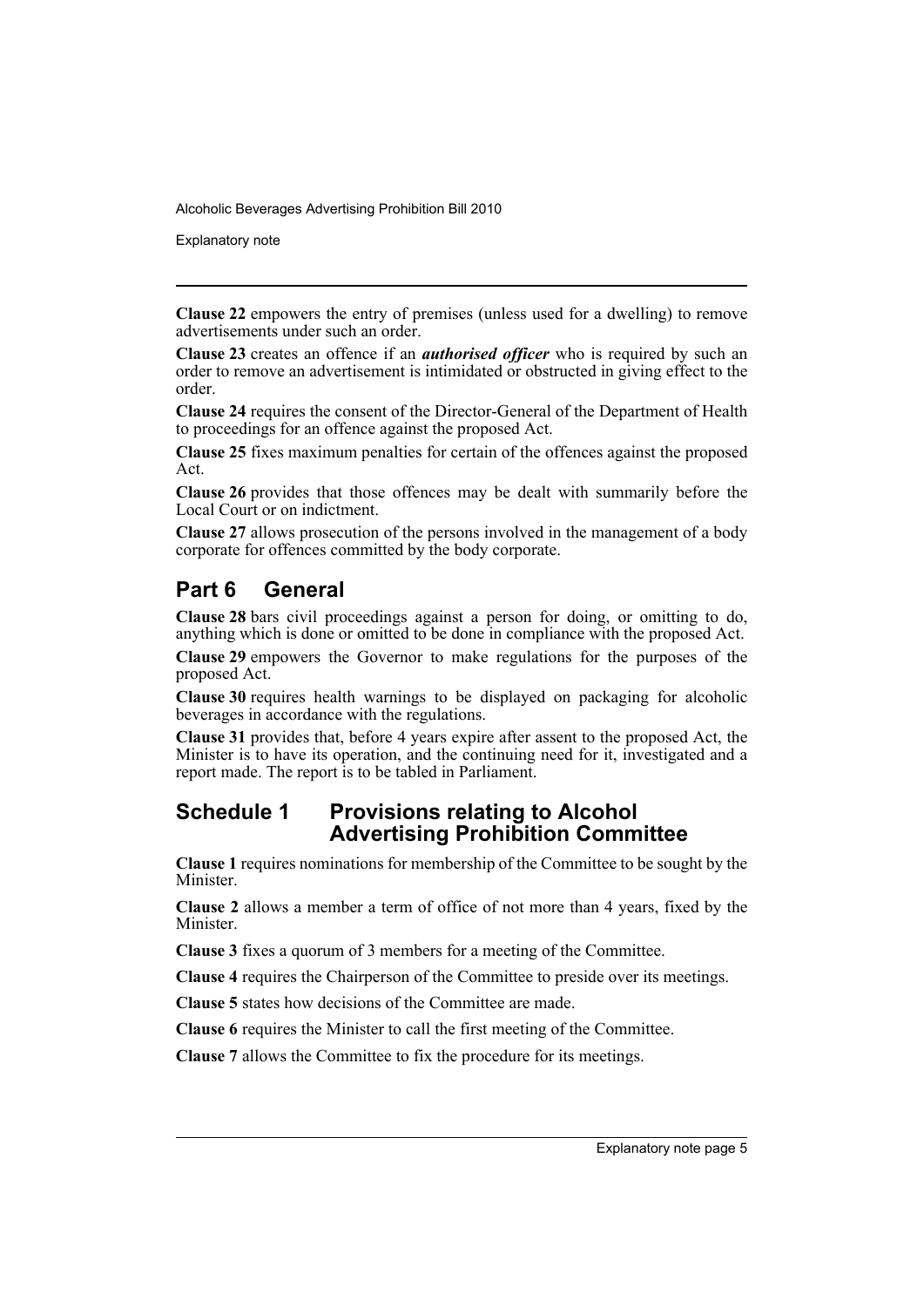**Clause 22** empowers the entry of premises (unless used for a dwelling) to remove advertisements under such an order.

**Clause 23** creates an offence if an ***authorised officer*** who is required by such an order to remove an advertisement is intimidated or obstructed in giving effect to the order.

**Clause 24** requires the consent of the Director-General of the Department of Health to proceedings for an offence against the proposed Act.

**Clause 25** fixes maximum penalties for certain of the offences against the proposed Act.

**Clause 26** provides that those offences may be dealt with summarily before the Local Court or on indictment.

**Clause 27** allows prosecution of the persons involved in the management of a body corporate for offences committed by the body corporate.

## Part 6 General

**Clause 28** bars civil proceedings against a person for doing, or omitting to do, anything which is done or omitted to be done in compliance with the proposed Act.

**Clause 29** empowers the Governor to make regulations for the purposes of the proposed Act.

**Clause 30** requires health warnings to be displayed on packaging for alcoholic beverages in accordance with the regulations.

**Clause 31** provides that, before 4 years expire after assent to the proposed Act, the Minister is to have its operation, and the continuing need for it, investigated and a report made. The report is to be tabled in Parliament.

## Schedule 1 Provisions relating to Alcohol Advertising Prohibition Committee

**Clause 1** requires nominations for membership of the Committee to be sought by the Minister.

**Clause 2** allows a member a term of office of not more than 4 years, fixed by the Minister.

**Clause 3** fixes a quorum of 3 members for a meeting of the Committee.

**Clause 4** requires the Chairperson of the Committee to preside over its meetings.

**Clause 5** states how decisions of the Committee are made.

**Clause 6** requires the Minister to call the first meeting of the Committee.

**Clause 7** allows the Committee to fix the procedure for its meetings.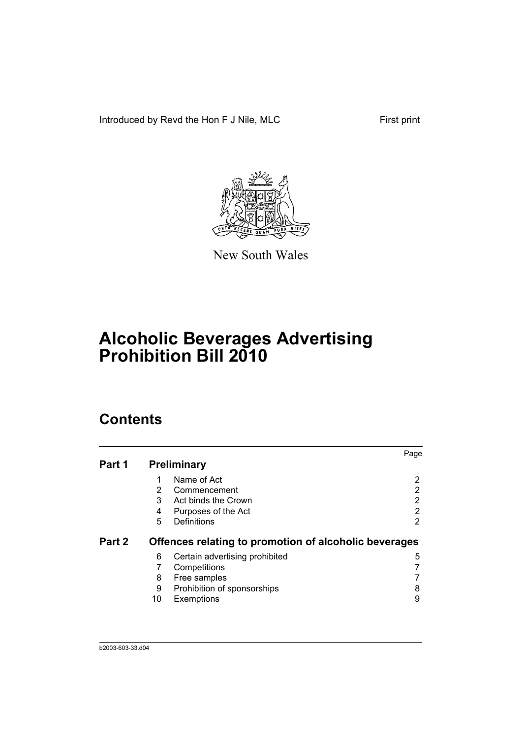Introduced by Revd the Hon F J Nile, MLC

First print

New South Wales

# Alcoholic Beverages Advertising Prohibition Bill 2010

## Contents

| | | | Page |
|---|---|---|---|
| **Part 1** | **Preliminary** | | |
| | 1 | Name of Act | 2 |
| | 2 | Commencement | 2 |
| | 3 | Act binds the Crown | 2 |
| | 4 | Purposes of the Act | 2 |
| | 5 | Definitions | 2 |
| **Part 2** | **Offences relating to promotion of alcoholic beverages** | | |
| | 6 | Certain advertising prohibited | 5 |
| | 7 | Competitions | 7 |
| | 8 | Free samples | 7 |
| | 9 | Prohibition of sponsorships | 8 |
| | 10 | Exemptions | 9 |

b2003-603-33.d04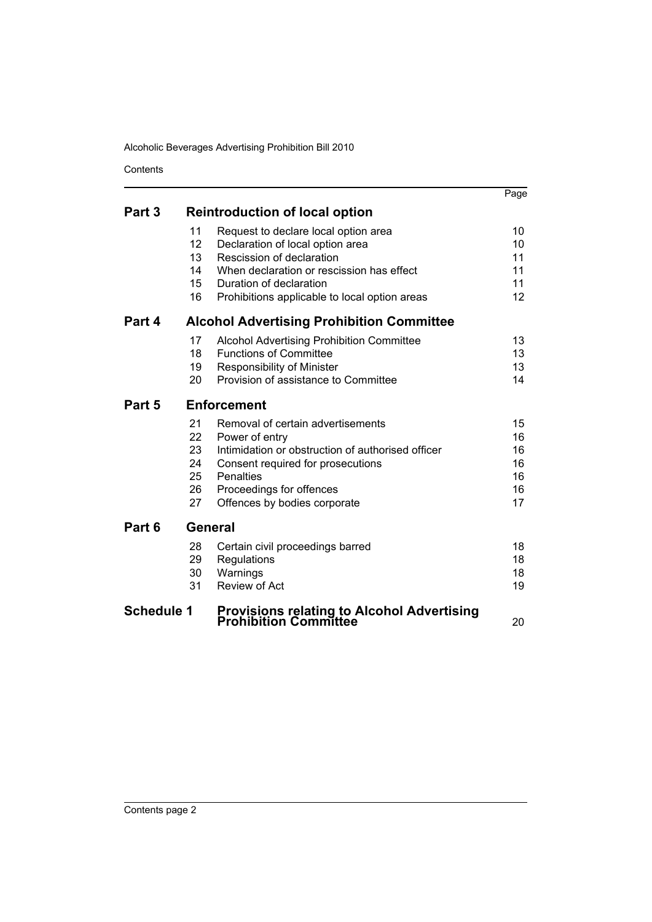| | | | Page |
|---|---|---|---|
| **Part 3** | **Reintroduction of local option** | | |
| | 11 | Request to declare local option area | 10 |
| | 12 | Declaration of local option area | 10 |
| | 13 | Rescission of declaration | 11 |
| | 14 | When declaration or rescission has effect | 11 |
| | 15 | Duration of declaration | 11 |
| | 16 | Prohibitions applicable to local option areas | 12 |
| **Part 4** | **Alcohol Advertising Prohibition Committee** | | |
| | 17 | Alcohol Advertising Prohibition Committee | 13 |
| | 18 | Functions of Committee | 13 |
| | 19 | Responsibility of Minister | 13 |
| | 20 | Provision of assistance to Committee | 14 |
| **Part 5** | **Enforcement** | | |
| | 21 | Removal of certain advertisements | 15 |
| | 22 | Power of entry | 16 |
| | 23 | Intimidation or obstruction of authorised officer | 16 |
| | 24 | Consent required for prosecutions | 16 |
| | 25 | Penalties | 16 |
| | 26 | Proceedings for offences | 16 |
| | 27 | Offences by bodies corporate | 17 |
| **Part 6** | **General** | | |
| | 28 | Certain civil proceedings barred | 18 |
| | 29 | Regulations | 18 |
| | 30 | Warnings | 18 |
| | 31 | Review of Act | 19 |
| **Schedule 1** | **Provisions relating to Alcohol Advertising Prohibition Committee** | | 20 |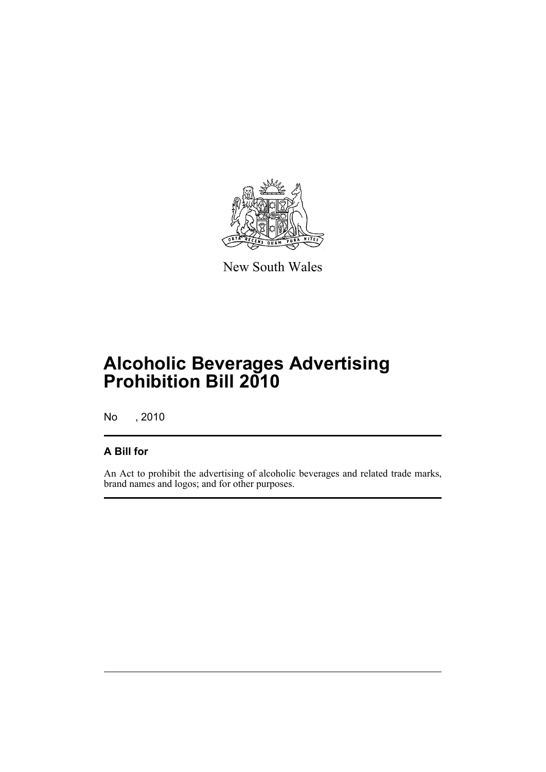New South Wales

# Alcoholic Beverages Advertising Prohibition Bill 2010

No , 2010

## A Bill for

An Act to prohibit the advertising of alcoholic beverages and related trade marks, brand names and logos; and for other purposes.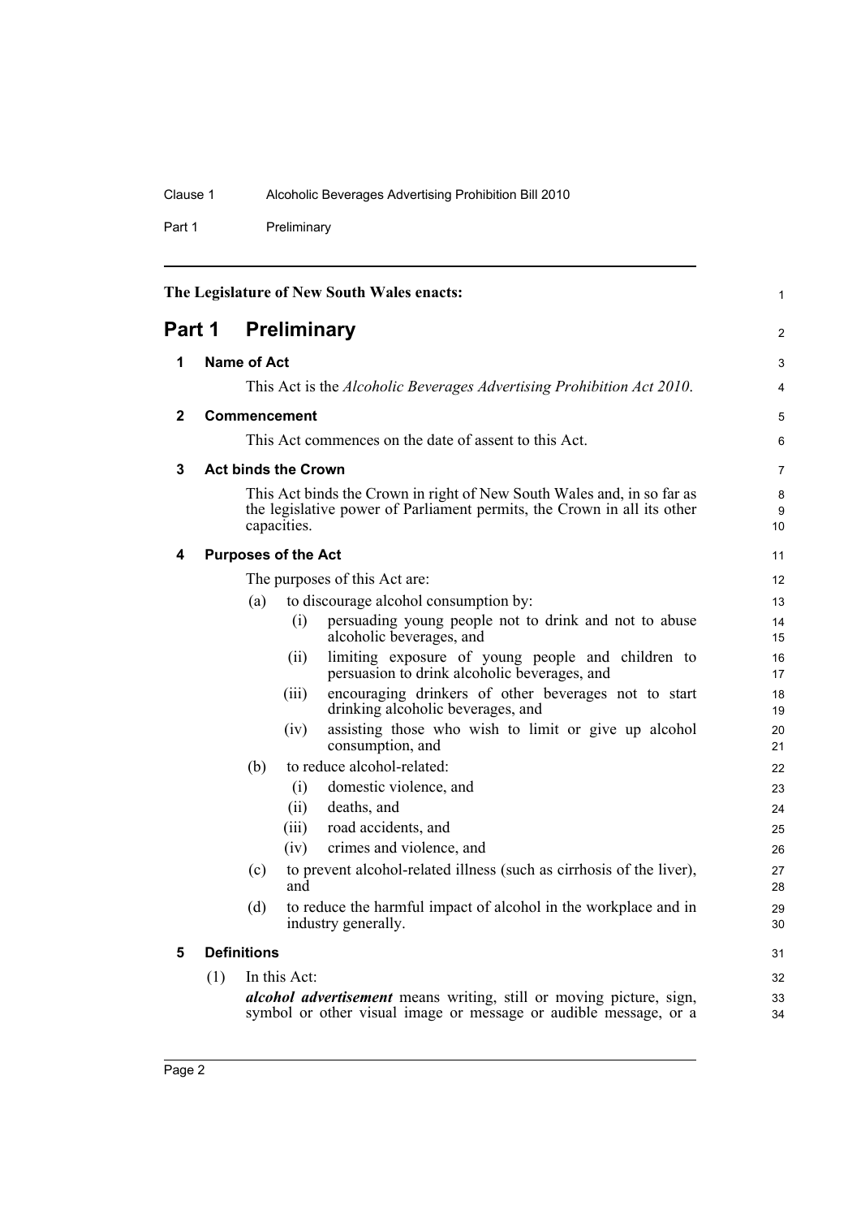The Legislature of New South Wales enacts:

# Part 1 Preliminary

## 1 Name of Act

This Act is the *Alcoholic Beverages Advertising Prohibition Act 2010*.

## 2 Commencement

This Act commences on the date of assent to this Act.

## 3 Act binds the Crown

This Act binds the Crown in right of New South Wales and, in so far as the legislative power of Parliament permits, the Crown in all its other capacities.

## 4 Purposes of the Act

The purposes of this Act are:

(a) to discourage alcohol consumption by:

  (i) persuading young people not to drink and not to abuse alcoholic beverages, and

  (ii) limiting exposure of young people and children to persuasion to drink alcoholic beverages, and

  (iii) encouraging drinkers of other beverages not to start drinking alcoholic beverages, and

  (iv) assisting those who wish to limit or give up alcohol consumption, and

(b) to reduce alcohol-related:

  (i) domestic violence, and

  (ii) deaths, and

  (iii) road accidents, and

  (iv) crimes and violence, and

(c) to prevent alcohol-related illness (such as cirrhosis of the liver), and

(d) to reduce the harmful impact of alcohol in the workplace and in industry generally.

## 5 Definitions

(1) In this Act:

***alcohol advertisement*** means writing, still or moving picture, sign, symbol or other visual image or message or audible message, or a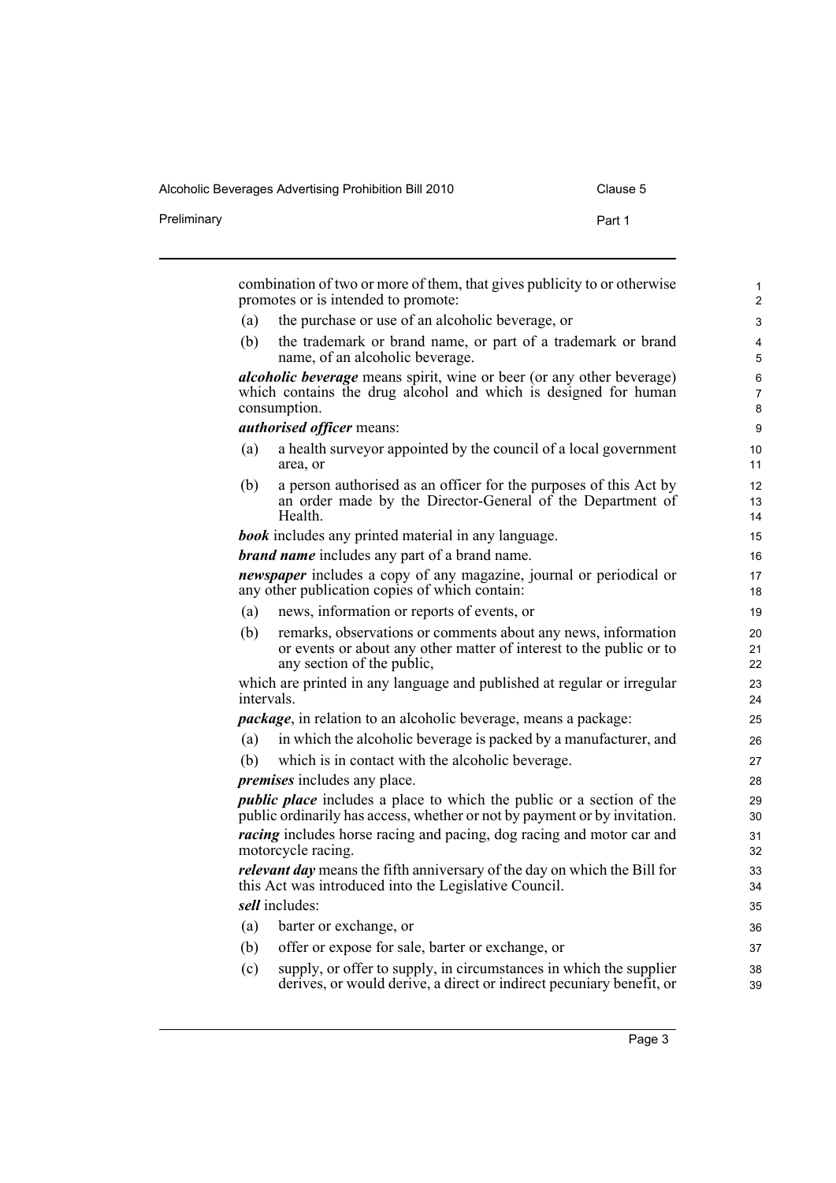combination of two or more of them, that gives publicity to or otherwise promotes or is intended to promote:

(a) the purchase or use of an alcoholic beverage, or

(b) the trademark or brand name, or part of a trademark or brand name, of an alcoholic beverage.

***alcoholic beverage*** means spirit, wine or beer (or any other beverage) which contains the drug alcohol and which is designed for human consumption.

***authorised officer*** means:

(a) a health surveyor appointed by the council of a local government area, or

(b) a person authorised as an officer for the purposes of this Act by an order made by the Director-General of the Department of Health.

***book*** includes any printed material in any language.

***brand name*** includes any part of a brand name.

***newspaper*** includes a copy of any magazine, journal or periodical or any other publication copies of which contain:

(a) news, information or reports of events, or

(b) remarks, observations or comments about any news, information or events or about any other matter of interest to the public or to any section of the public,

which are printed in any language and published at regular or irregular intervals.

***package***, in relation to an alcoholic beverage, means a package:

(a) in which the alcoholic beverage is packed by a manufacturer, and

(b) which is in contact with the alcoholic beverage.

***premises*** includes any place.

***public place*** includes a place to which the public or a section of the public ordinarily has access, whether or not by payment or by invitation.

***racing*** includes horse racing and pacing, dog racing and motor car and motorcycle racing.

***relevant day*** means the fifth anniversary of the day on which the Bill for this Act was introduced into the Legislative Council.

***sell*** includes:

(a) barter or exchange, or

(b) offer or expose for sale, barter or exchange, or

(c) supply, or offer to supply, in circumstances in which the supplier derives, or would derive, a direct or indirect pecuniary benefit, or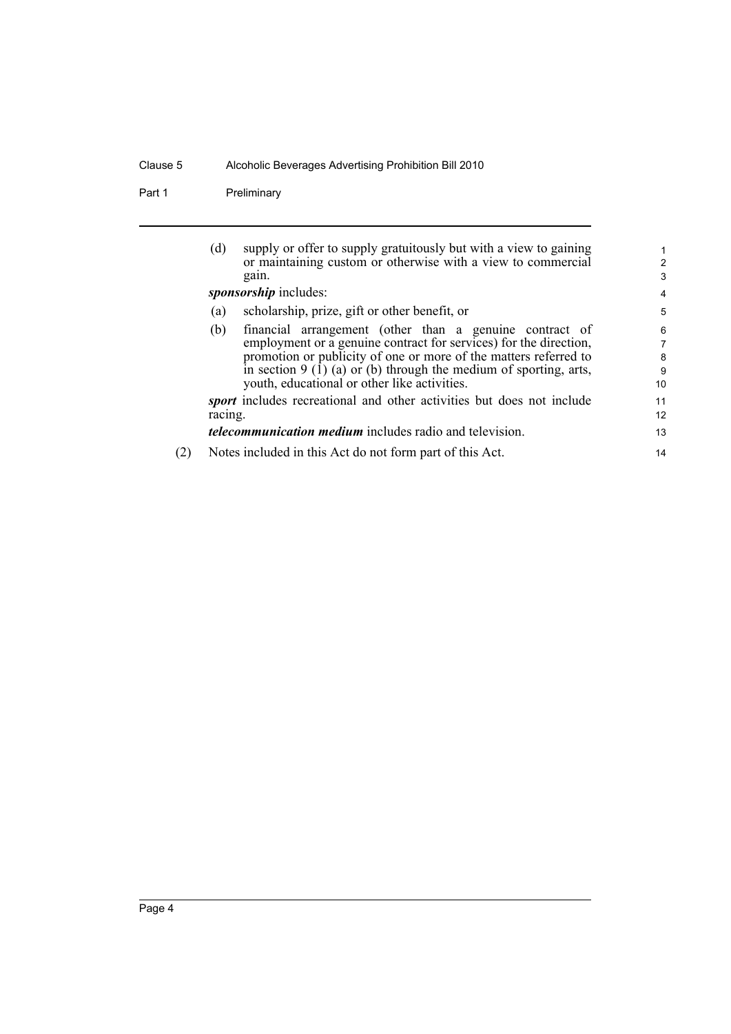(d) supply or offer to supply gratuitously but with a view to gaining or maintaining custom or otherwise with a view to commercial gain.

***sponsorship*** includes:

(a) scholarship, prize, gift or other benefit, or

(b) financial arrangement (other than a genuine contract of employment or a genuine contract for services) for the direction, promotion or publicity of one or more of the matters referred to in section 9 (1) (a) or (b) through the medium of sporting, arts, youth, educational or other like activities.

***sport*** includes recreational and other activities but does not include racing.

***telecommunication medium*** includes radio and television.

(2) Notes included in this Act do not form part of this Act.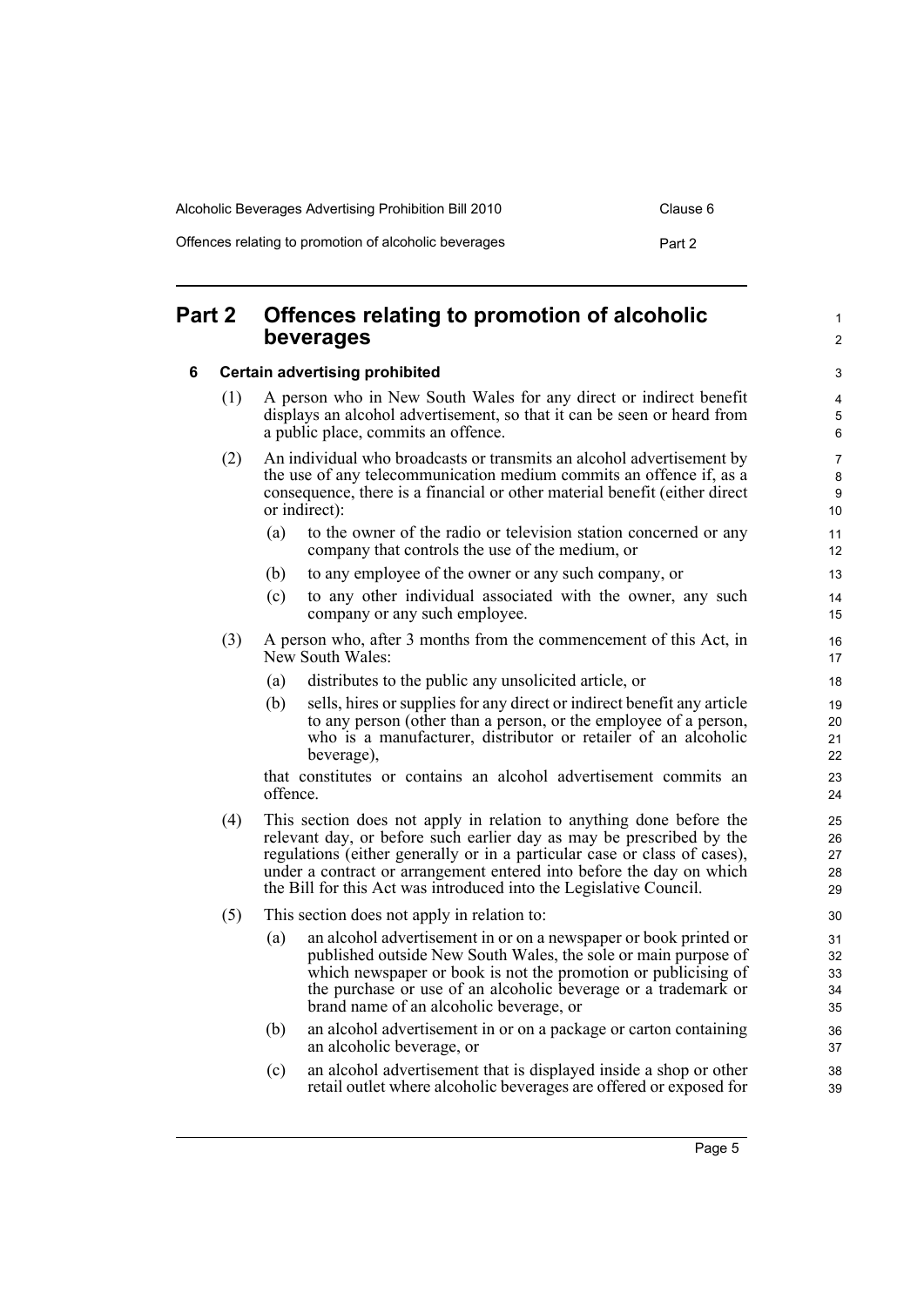# Part 2 Offences relating to promotion of alcoholic beverages

## 6 Certain advertising prohibited

(1) A person who in New South Wales for any direct or indirect benefit displays an alcohol advertisement, so that it can be seen or heard from a public place, commits an offence.

(2) An individual who broadcasts or transmits an alcohol advertisement by the use of any telecommunication medium commits an offence if, as a consequence, there is a financial or other material benefit (either direct or indirect):

- (a) to the owner of the radio or television station concerned or any company that controls the use of the medium, or
- (b) to any employee of the owner or any such company, or
- (c) to any other individual associated with the owner, any such company or any such employee.

(3) A person who, after 3 months from the commencement of this Act, in New South Wales:

- (a) distributes to the public any unsolicited article, or
- (b) sells, hires or supplies for any direct or indirect benefit any article to any person (other than a person, or the employee of a person, who is a manufacturer, distributor or retailer of an alcoholic beverage),

that constitutes or contains an alcohol advertisement commits an offence.

(4) This section does not apply in relation to anything done before the relevant day, or before such earlier day as may be prescribed by the regulations (either generally or in a particular case or class of cases), under a contract or arrangement entered into before the day on which the Bill for this Act was introduced into the Legislative Council.

(5) This section does not apply in relation to:

- (a) an alcohol advertisement in or on a newspaper or book printed or published outside New South Wales, the sole or main purpose of which newspaper or book is not the promotion or publicising of the purchase or use of an alcoholic beverage or a trademark or brand name of an alcoholic beverage, or
- (b) an alcohol advertisement in or on a package or carton containing an alcoholic beverage, or
- (c) an alcohol advertisement that is displayed inside a shop or other retail outlet where alcoholic beverages are offered or exposed for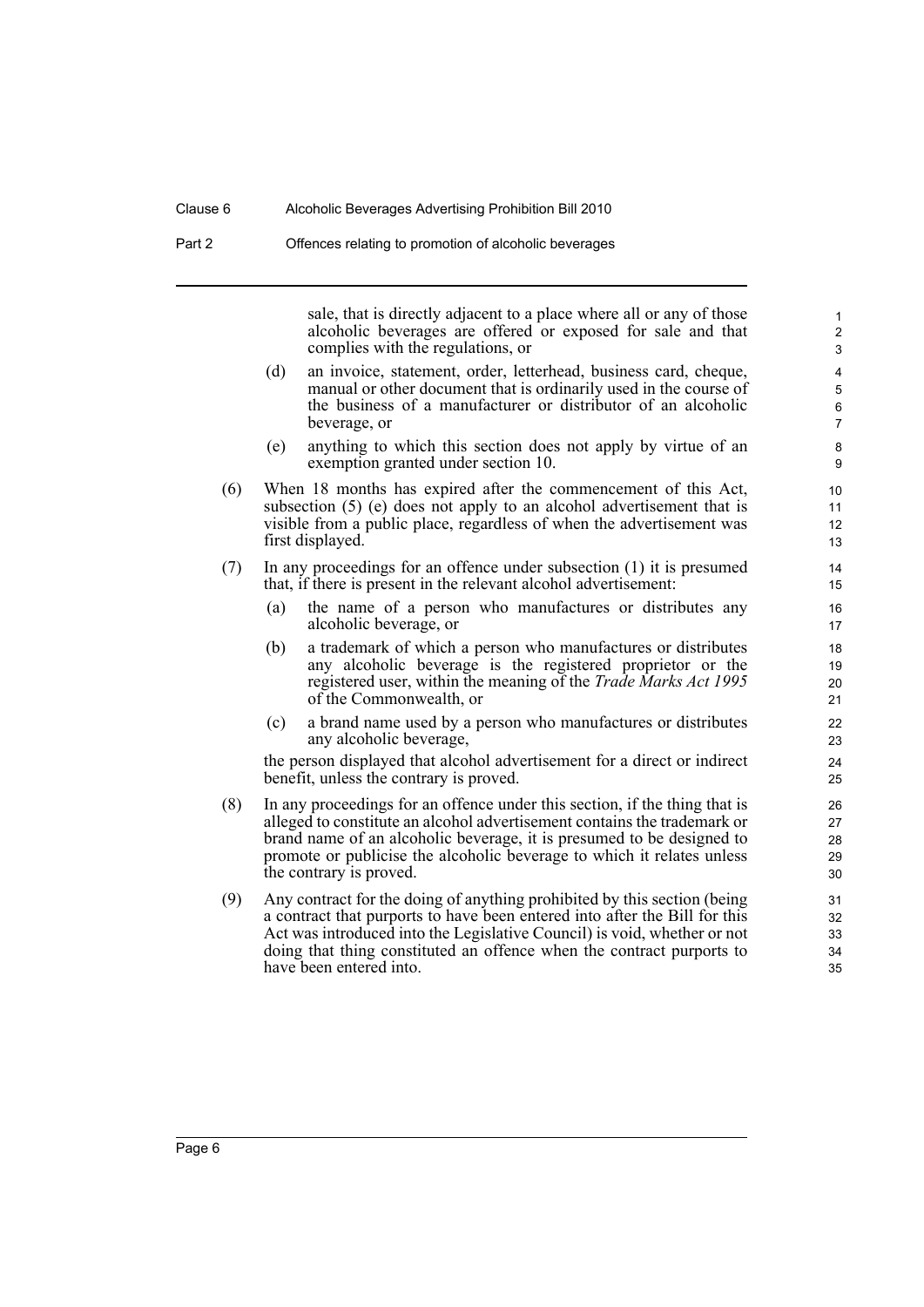sale, that is directly adjacent to a place where all or any of those alcoholic beverages are offered or exposed for sale and that complies with the regulations, or

(d) an invoice, statement, order, letterhead, business card, cheque, manual or other document that is ordinarily used in the course of the business of a manufacturer or distributor of an alcoholic beverage, or

(e) anything to which this section does not apply by virtue of an exemption granted under section 10.

(6) When 18 months has expired after the commencement of this Act, subsection (5) (e) does not apply to an alcohol advertisement that is visible from a public place, regardless of when the advertisement was first displayed.

(7) In any proceedings for an offence under subsection (1) it is presumed that, if there is present in the relevant alcohol advertisement:

(a) the name of a person who manufactures or distributes any alcoholic beverage, or

(b) a trademark of which a person who manufactures or distributes any alcoholic beverage is the registered proprietor or the registered user, within the meaning of the *Trade Marks Act 1995* of the Commonwealth, or

(c) a brand name used by a person who manufactures or distributes any alcoholic beverage,

the person displayed that alcohol advertisement for a direct or indirect benefit, unless the contrary is proved.

(8) In any proceedings for an offence under this section, if the thing that is alleged to constitute an alcohol advertisement contains the trademark or brand name of an alcoholic beverage, it is presumed to be designed to promote or publicise the alcoholic beverage to which it relates unless the contrary is proved.

(9) Any contract for the doing of anything prohibited by this section (being a contract that purports to have been entered into after the Bill for this Act was introduced into the Legislative Council) is void, whether or not doing that thing constituted an offence when the contract purports to have been entered into.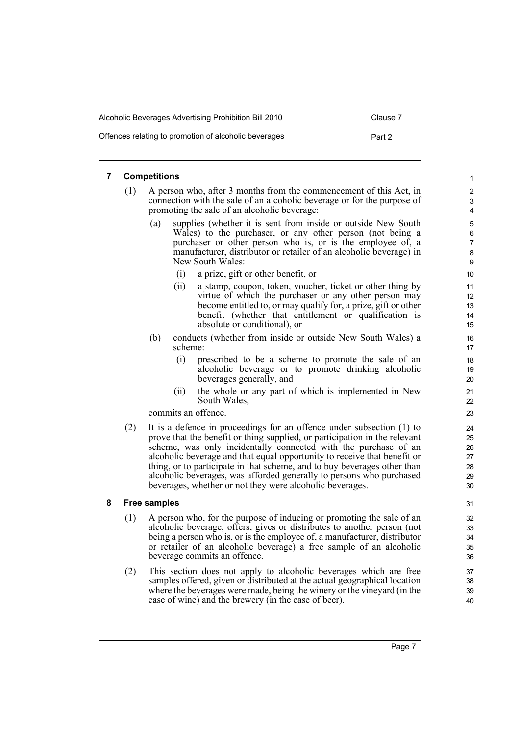## 7 Competitions

(1) A person who, after 3 months from the commencement of this Act, in connection with the sale of an alcoholic beverage or for the purpose of promoting the sale of an alcoholic beverage:

  (a) supplies (whether it is sent from inside or outside New South Wales) to the purchaser, or any other person (not being a purchaser or other person who is, or is the employee of, a manufacturer, distributor or retailer of an alcoholic beverage) in New South Wales:

    (i) a prize, gift or other benefit, or

    (ii) a stamp, coupon, token, voucher, ticket or other thing by virtue of which the purchaser or any other person may become entitled to, or may qualify for, a prize, gift or other benefit (whether that entitlement or qualification is absolute or conditional), or

  (b) conducts (whether from inside or outside New South Wales) a scheme:

    (i) prescribed to be a scheme to promote the sale of an alcoholic beverage or to promote drinking alcoholic beverages generally, and

    (ii) the whole or any part of which is implemented in New South Wales,

commits an offence.

(2) It is a defence in proceedings for an offence under subsection (1) to prove that the benefit or thing supplied, or participation in the relevant scheme, was only incidentally connected with the purchase of an alcoholic beverage and that equal opportunity to receive that benefit or thing, or to participate in that scheme, and to buy beverages other than alcoholic beverages, was afforded generally to persons who purchased beverages, whether or not they were alcoholic beverages.

## 8 Free samples

(1) A person who, for the purpose of inducing or promoting the sale of an alcoholic beverage, offers, gives or distributes to another person (not being a person who is, or is the employee of, a manufacturer, distributor or retailer of an alcoholic beverage) a free sample of an alcoholic beverage commits an offence.

(2) This section does not apply to alcoholic beverages which are free samples offered, given or distributed at the actual geographical location where the beverages were made, being the winery or the vineyard (in the case of wine) and the brewery (in the case of beer).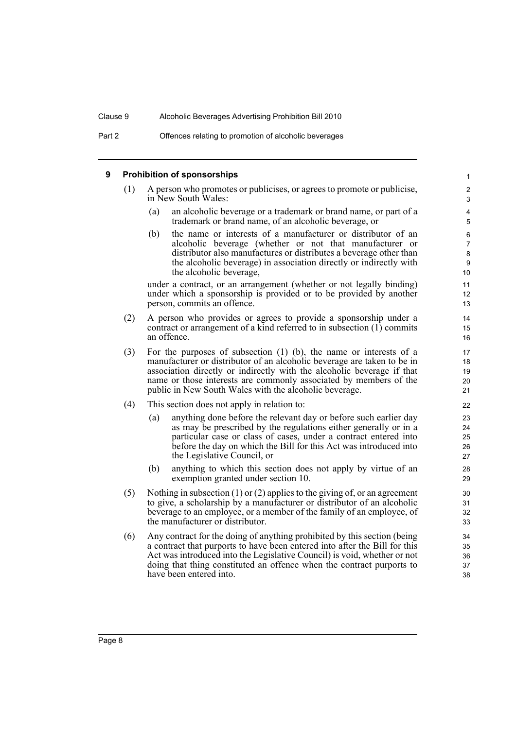## 9 Prohibition of sponsorships

(1) A person who promotes or publicises, or agrees to promote or publicise, in New South Wales:

- (a) an alcoholic beverage or a trademark or brand name, or part of a trademark or brand name, of an alcoholic beverage, or
- (b) the name or interests of a manufacturer or distributor of an alcoholic beverage (whether or not that manufacturer or distributor also manufactures or distributes a beverage other than the alcoholic beverage) in association directly or indirectly with the alcoholic beverage,

under a contract, or an arrangement (whether or not legally binding) under which a sponsorship is provided or to be provided by another person, commits an offence.

(2) A person who provides or agrees to provide a sponsorship under a contract or arrangement of a kind referred to in subsection (1) commits an offence.

(3) For the purposes of subsection (1) (b), the name or interests of a manufacturer or distributor of an alcoholic beverage are taken to be in association directly or indirectly with the alcoholic beverage if that name or those interests are commonly associated by members of the public in New South Wales with the alcoholic beverage.

(4) This section does not apply in relation to:

- (a) anything done before the relevant day or before such earlier day as may be prescribed by the regulations either generally or in a particular case or class of cases, under a contract entered into before the day on which the Bill for this Act was introduced into the Legislative Council, or
- (b) anything to which this section does not apply by virtue of an exemption granted under section 10.

(5) Nothing in subsection (1) or (2) applies to the giving of, or an agreement to give, a scholarship by a manufacturer or distributor of an alcoholic beverage to an employee, or a member of the family of an employee, of the manufacturer or distributor.

(6) Any contract for the doing of anything prohibited by this section (being a contract that purports to have been entered into after the Bill for this Act was introduced into the Legislative Council) is void, whether or not doing that thing constituted an offence when the contract purports to have been entered into.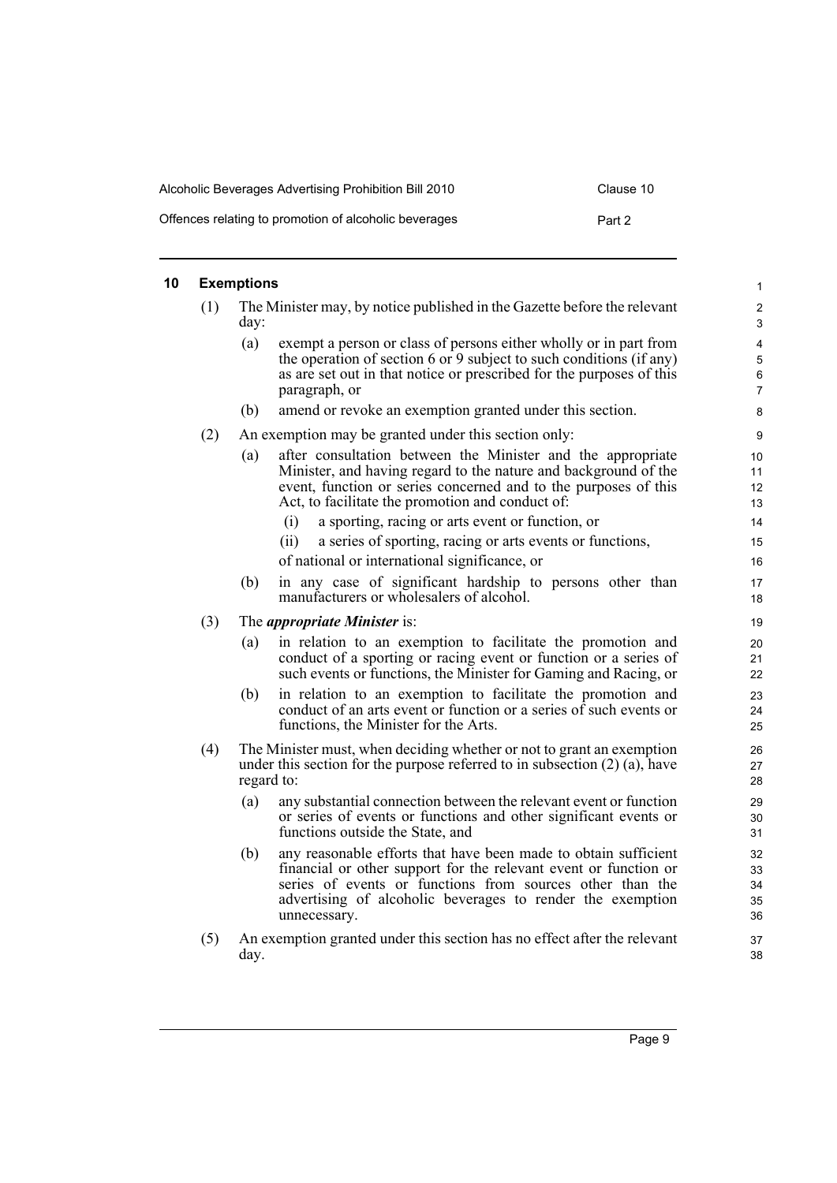## 10 Exemptions

(1) The Minister may, by notice published in the Gazette before the relevant day:

- (a) exempt a person or class of persons either wholly or in part from the operation of section 6 or 9 subject to such conditions (if any) as are set out in that notice or prescribed for the purposes of this paragraph, or
- (b) amend or revoke an exemption granted under this section.

(2) An exemption may be granted under this section only:

- (a) after consultation between the Minister and the appropriate Minister, and having regard to the nature and background of the event, function or series concerned and to the purposes of this Act, to facilitate the promotion and conduct of:
  - (i) a sporting, racing or arts event or function, or
  - (ii) a series of sporting, racing or arts events or functions,

  of national or international significance, or
- (b) in any case of significant hardship to persons other than manufacturers or wholesalers of alcohol.

(3) The ***appropriate Minister*** is:

- (a) in relation to an exemption to facilitate the promotion and conduct of a sporting or racing event or function or a series of such events or functions, the Minister for Gaming and Racing, or
- (b) in relation to an exemption to facilitate the promotion and conduct of an arts event or function or a series of such events or functions, the Minister for the Arts.

(4) The Minister must, when deciding whether or not to grant an exemption under this section for the purpose referred to in subsection (2) (a), have regard to:

- (a) any substantial connection between the relevant event or function or series of events or functions and other significant events or functions outside the State, and
- (b) any reasonable efforts that have been made to obtain sufficient financial or other support for the relevant event or function or series of events or functions from sources other than the advertising of alcoholic beverages to render the exemption unnecessary.

(5) An exemption granted under this section has no effect after the relevant day.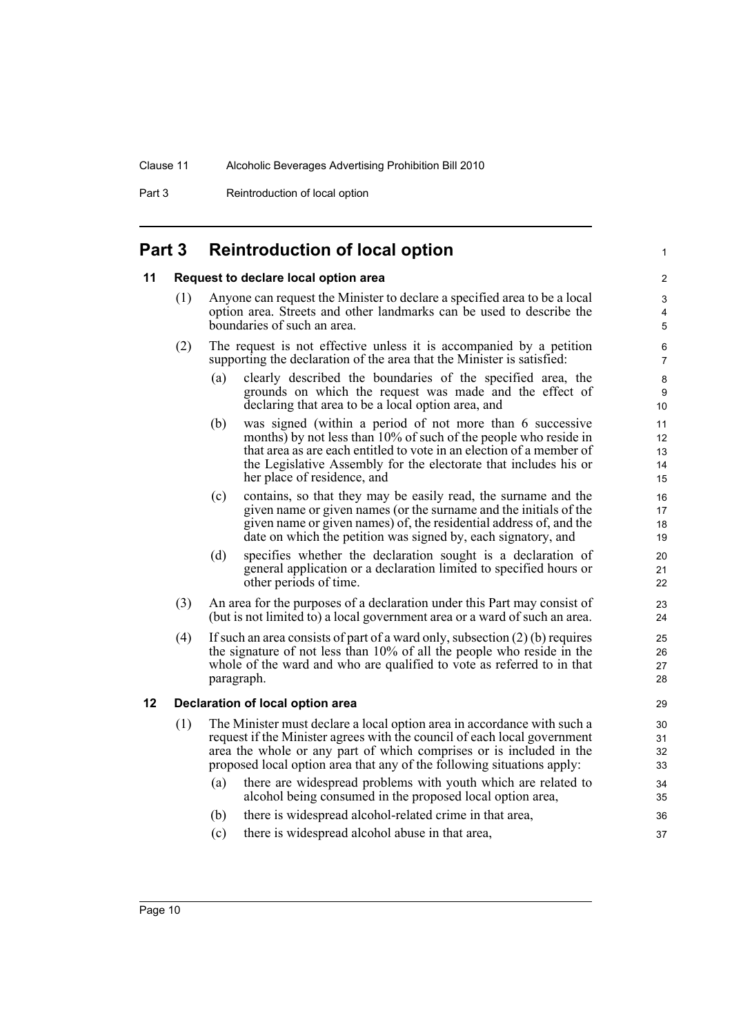# Part 3 Reintroduction of local option

## 11 Request to declare local option area

(1) Anyone can request the Minister to declare a specified area to be a local option area. Streets and other landmarks can be used to describe the boundaries of such an area.

(2) The request is not effective unless it is accompanied by a petition supporting the declaration of the area that the Minister is satisfied:

- (a) clearly described the boundaries of the specified area, the grounds on which the request was made and the effect of declaring that area to be a local option area, and
- (b) was signed (within a period of not more than 6 successive months) by not less than 10% of such of the people who reside in that area as are each entitled to vote in an election of a member of the Legislative Assembly for the electorate that includes his or her place of residence, and
- (c) contains, so that they may be easily read, the surname and the given name or given names (or the surname and the initials of the given name or given names) of, the residential address of, and the date on which the petition was signed by, each signatory, and
- (d) specifies whether the declaration sought is a declaration of general application or a declaration limited to specified hours or other periods of time.

(3) An area for the purposes of a declaration under this Part may consist of (but is not limited to) a local government area or a ward of such an area.

(4) If such an area consists of part of a ward only, subsection (2) (b) requires the signature of not less than 10% of all the people who reside in the whole of the ward and who are qualified to vote as referred to in that paragraph.

## 12 Declaration of local option area

(1) The Minister must declare a local option area in accordance with such a request if the Minister agrees with the council of each local government area the whole or any part of which comprises or is included in the proposed local option area that any of the following situations apply:

- (a) there are widespread problems with youth which are related to alcohol being consumed in the proposed local option area,
- (b) there is widespread alcohol-related crime in that area,
- (c) there is widespread alcohol abuse in that area,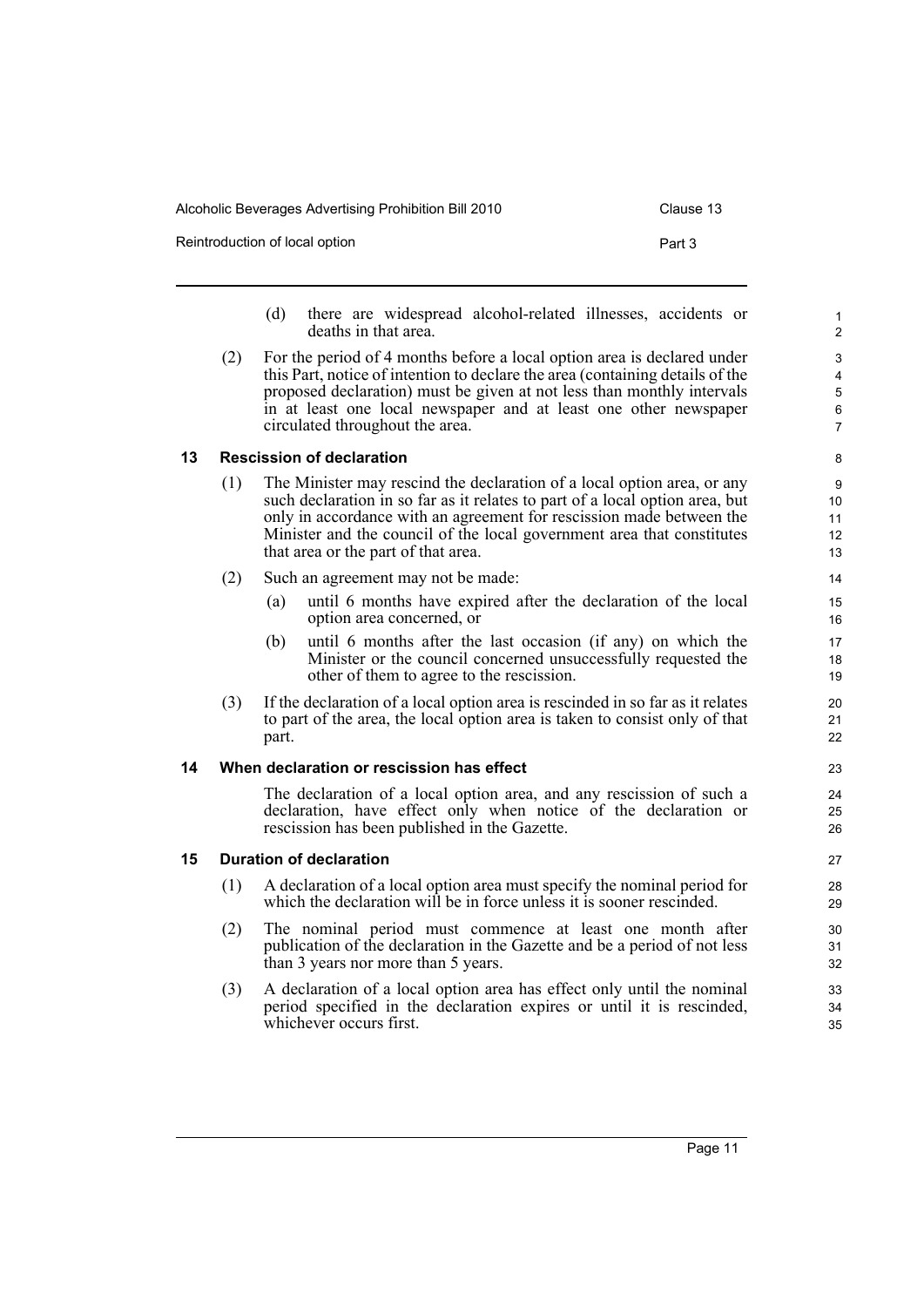(d) there are widespread alcohol-related illnesses, accidents or deaths in that area.

(2) For the period of 4 months before a local option area is declared under this Part, notice of intention to declare the area (containing details of the proposed declaration) must be given at not less than monthly intervals in at least one local newspaper and at least one other newspaper circulated throughout the area.

### 13 Rescission of declaration

(1) The Minister may rescind the declaration of a local option area, or any such declaration in so far as it relates to part of a local option area, but only in accordance with an agreement for rescission made between the Minister and the council of the local government area that constitutes that area or the part of that area.

(2) Such an agreement may not be made:

(a) until 6 months have expired after the declaration of the local option area concerned, or

(b) until 6 months after the last occasion (if any) on which the Minister or the council concerned unsuccessfully requested the other of them to agree to the rescission.

(3) If the declaration of a local option area is rescinded in so far as it relates to part of the area, the local option area is taken to consist only of that part.

### 14 When declaration or rescission has effect

The declaration of a local option area, and any rescission of such a declaration, have effect only when notice of the declaration or rescission has been published in the Gazette.

### 15 Duration of declaration

(1) A declaration of a local option area must specify the nominal period for which the declaration will be in force unless it is sooner rescinded.

(2) The nominal period must commence at least one month after publication of the declaration in the Gazette and be a period of not less than 3 years nor more than 5 years.

(3) A declaration of a local option area has effect only until the nominal period specified in the declaration expires or until it is rescinded, whichever occurs first.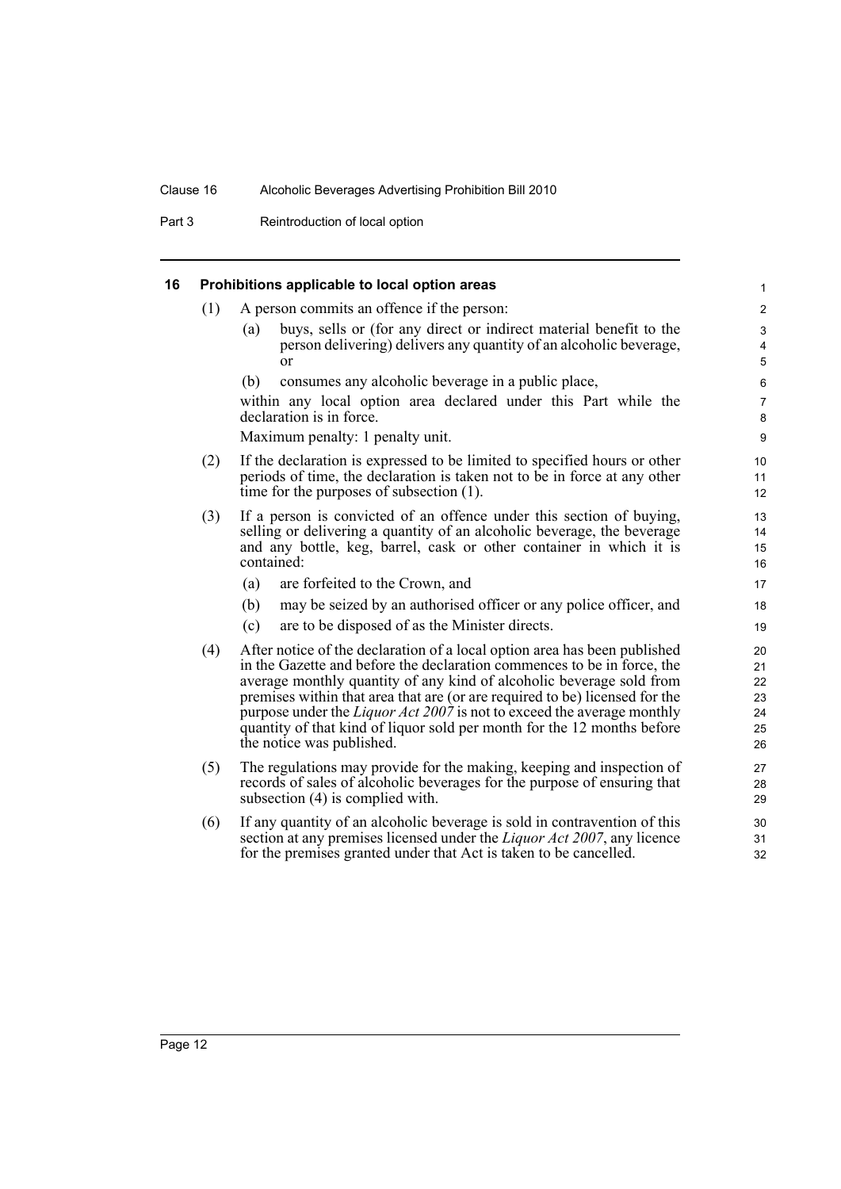## 16 Prohibitions applicable to local option areas

(1) A person commits an offence if the person:

- (a) buys, sells or (for any direct or indirect material benefit to the person delivering) delivers any quantity of an alcoholic beverage, or
- (b) consumes any alcoholic beverage in a public place,

within any local option area declared under this Part while the declaration is in force.

Maximum penalty: 1 penalty unit.

(2) If the declaration is expressed to be limited to specified hours or other periods of time, the declaration is taken not to be in force at any other time for the purposes of subsection (1).

(3) If a person is convicted of an offence under this section of buying, selling or delivering a quantity of an alcoholic beverage, the beverage and any bottle, keg, barrel, cask or other container in which it is contained:

- (a) are forfeited to the Crown, and
- (b) may be seized by an authorised officer or any police officer, and
- (c) are to be disposed of as the Minister directs.

(4) After notice of the declaration of a local option area has been published in the Gazette and before the declaration commences to be in force, the average monthly quantity of any kind of alcoholic beverage sold from premises within that area that are (or are required to be) licensed for the purpose under the *Liquor Act 2007* is not to exceed the average monthly quantity of that kind of liquor sold per month for the 12 months before the notice was published.

(5) The regulations may provide for the making, keeping and inspection of records of sales of alcoholic beverages for the purpose of ensuring that subsection (4) is complied with.

(6) If any quantity of an alcoholic beverage is sold in contravention of this section at any premises licensed under the *Liquor Act 2007*, any licence for the premises granted under that Act is taken to be cancelled.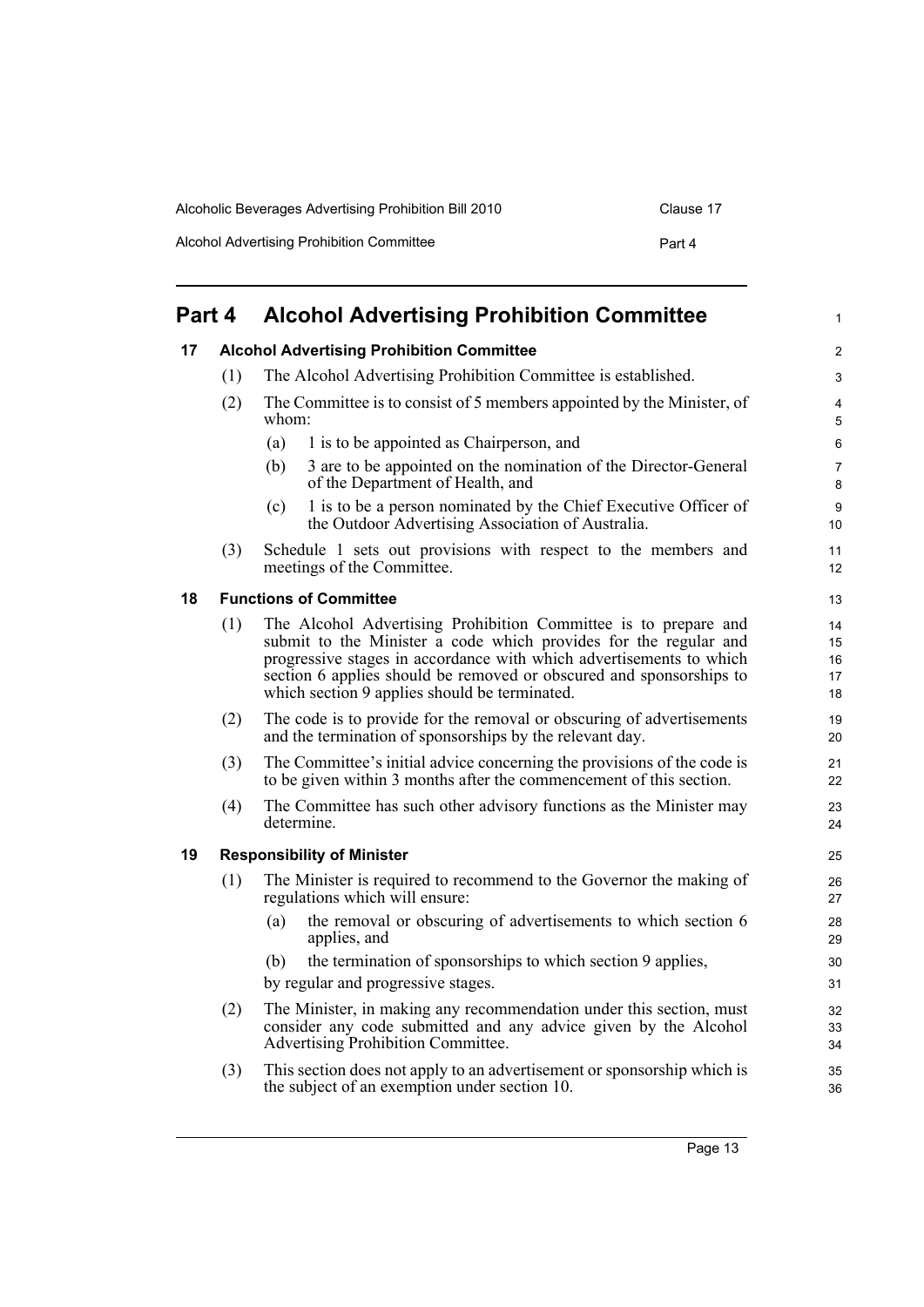# Part 4 Alcohol Advertising Prohibition Committee

## 17 Alcohol Advertising Prohibition Committee

(1) The Alcohol Advertising Prohibition Committee is established.

(2) The Committee is to consist of 5 members appointed by the Minister, of whom:

- (a) 1 is to be appointed as Chairperson, and
- (b) 3 are to be appointed on the nomination of the Director-General of the Department of Health, and
- (c) 1 is to be a person nominated by the Chief Executive Officer of the Outdoor Advertising Association of Australia.

(3) Schedule 1 sets out provisions with respect to the members and meetings of the Committee.

## 18 Functions of Committee

(1) The Alcohol Advertising Prohibition Committee is to prepare and submit to the Minister a code which provides for the regular and progressive stages in accordance with which advertisements to which section 6 applies should be removed or obscured and sponsorships to which section 9 applies should be terminated.

(2) The code is to provide for the removal or obscuring of advertisements and the termination of sponsorships by the relevant day.

(3) The Committee's initial advice concerning the provisions of the code is to be given within 3 months after the commencement of this section.

(4) The Committee has such other advisory functions as the Minister may determine.

## 19 Responsibility of Minister

(1) The Minister is required to recommend to the Governor the making of regulations which will ensure:

- (a) the removal or obscuring of advertisements to which section 6 applies, and
- (b) the termination of sponsorships to which section 9 applies,

by regular and progressive stages.

(2) The Minister, in making any recommendation under this section, must consider any code submitted and any advice given by the Alcohol Advertising Prohibition Committee.

(3) This section does not apply to an advertisement or sponsorship which is the subject of an exemption under section 10.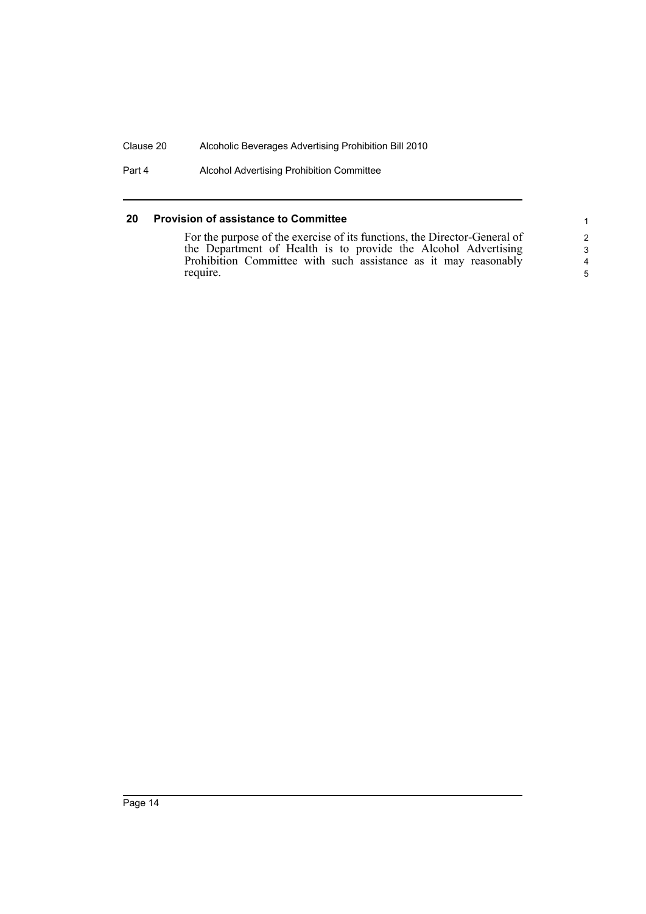## 20 Provision of assistance to Committee

For the purpose of the exercise of its functions, the Director-General of the Department of Health is to provide the Alcohol Advertising Prohibition Committee with such assistance as it may reasonably require.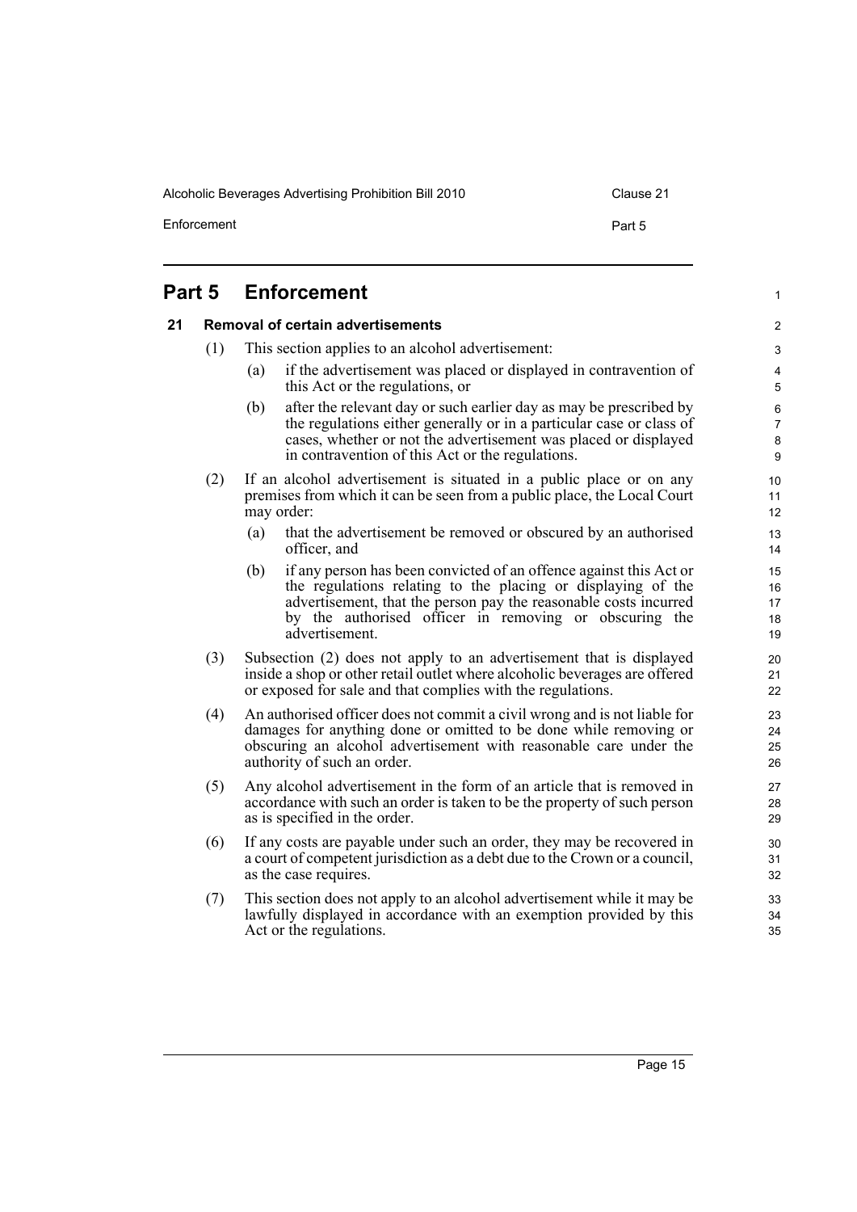# Part 5 Enforcement

## 21 Removal of certain advertisements

(1) This section applies to an alcohol advertisement:

- (a) if the advertisement was placed or displayed in contravention of this Act or the regulations, or
- (b) after the relevant day or such earlier day as may be prescribed by the regulations either generally or in a particular case or class of cases, whether or not the advertisement was placed or displayed in contravention of this Act or the regulations.

(2) If an alcohol advertisement is situated in a public place or on any premises from which it can be seen from a public place, the Local Court may order:

- (a) that the advertisement be removed or obscured by an authorised officer, and
- (b) if any person has been convicted of an offence against this Act or the regulations relating to the placing or displaying of the advertisement, that the person pay the reasonable costs incurred by the authorised officer in removing or obscuring the advertisement.

(3) Subsection (2) does not apply to an advertisement that is displayed inside a shop or other retail outlet where alcoholic beverages are offered or exposed for sale and that complies with the regulations.

(4) An authorised officer does not commit a civil wrong and is not liable for damages for anything done or omitted to be done while removing or obscuring an alcohol advertisement with reasonable care under the authority of such an order.

(5) Any alcohol advertisement in the form of an article that is removed in accordance with such an order is taken to be the property of such person as is specified in the order.

(6) If any costs are payable under such an order, they may be recovered in a court of competent jurisdiction as a debt due to the Crown or a council, as the case requires.

(7) This section does not apply to an alcohol advertisement while it may be lawfully displayed in accordance with an exemption provided by this Act or the regulations.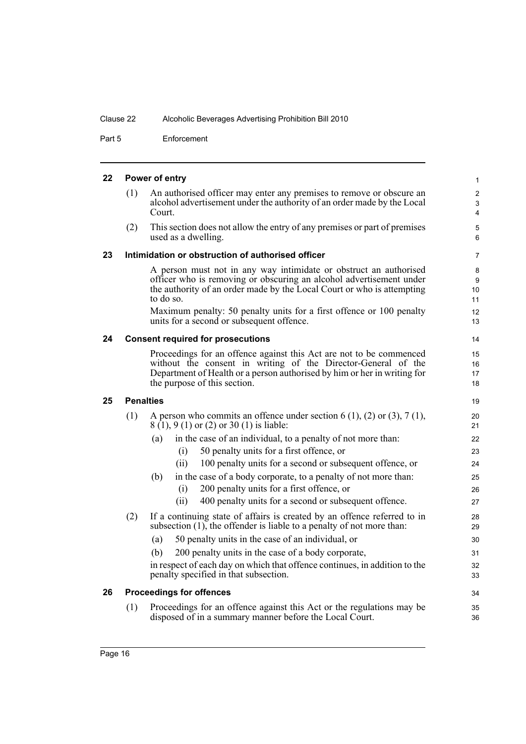### 22 Power of entry

(1) An authorised officer may enter any premises to remove or obscure an alcohol advertisement under the authority of an order made by the Local Court.

(2) This section does not allow the entry of any premises or part of premises used as a dwelling.

### 23 Intimidation or obstruction of authorised officer

A person must not in any way intimidate or obstruct an authorised officer who is removing or obscuring an alcohol advertisement under the authority of an order made by the Local Court or who is attempting to do so.

Maximum penalty: 50 penalty units for a first offence or 100 penalty units for a second or subsequent offence.

### 24 Consent required for prosecutions

Proceedings for an offence against this Act are not to be commenced without the consent in writing of the Director-General of the Department of Health or a person authorised by him or her in writing for the purpose of this section.

### 25 Penalties

(1) A person who commits an offence under section 6 (1), (2) or (3), 7 (1), 8 (1), 9 (1) or (2) or 30 (1) is liable:

- (a) in the case of an individual, to a penalty of not more than:
  - (i) 50 penalty units for a first offence, or
  - (ii) 100 penalty units for a second or subsequent offence, or
- (b) in the case of a body corporate, to a penalty of not more than:
  - (i) 200 penalty units for a first offence, or
  - (ii) 400 penalty units for a second or subsequent offence.

(2) If a continuing state of affairs is created by an offence referred to in subsection (1), the offender is liable to a penalty of not more than:

- (a) 50 penalty units in the case of an individual, or
- (b) 200 penalty units in the case of a body corporate,

in respect of each day on which that offence continues, in addition to the penalty specified in that subsection.

### 26 Proceedings for offences

(1) Proceedings for an offence against this Act or the regulations may be disposed of in a summary manner before the Local Court.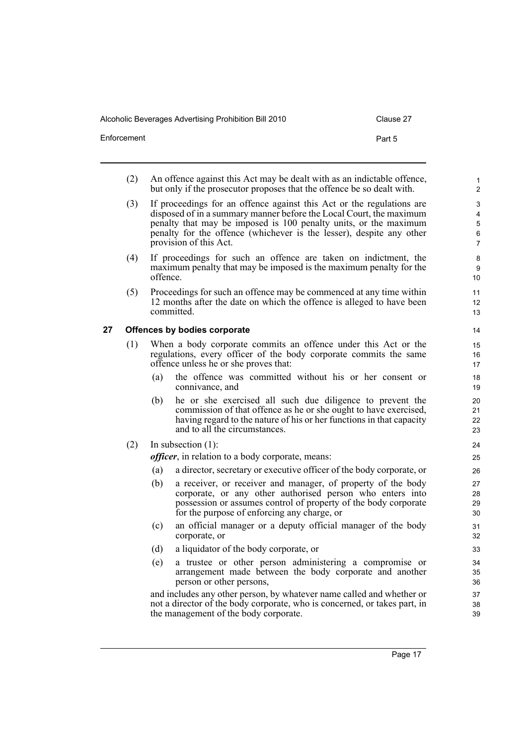(2) An offence against this Act may be dealt with as an indictable offence, but only if the prosecutor proposes that the offence be so dealt with.

(3) If proceedings for an offence against this Act or the regulations are disposed of in a summary manner before the Local Court, the maximum penalty that may be imposed is 100 penalty units, or the maximum penalty for the offence (whichever is the lesser), despite any other provision of this Act.

(4) If proceedings for such an offence are taken on indictment, the maximum penalty that may be imposed is the maximum penalty for the offence.

(5) Proceedings for such an offence may be commenced at any time within 12 months after the date on which the offence is alleged to have been committed.

### 27 Offences by bodies corporate

(1) When a body corporate commits an offence under this Act or the regulations, every officer of the body corporate commits the same offence unless he or she proves that:

- (a) the offence was committed without his or her consent or connivance, and
- (b) he or she exercised all such due diligence to prevent the commission of that offence as he or she ought to have exercised, having regard to the nature of his or her functions in that capacity and to all the circumstances.

(2) In subsection (1):

***officer***, in relation to a body corporate, means:

- (a) a director, secretary or executive officer of the body corporate, or
- (b) a receiver, or receiver and manager, of property of the body corporate, or any other authorised person who enters into possession or assumes control of property of the body corporate for the purpose of enforcing any charge, or
- (c) an official manager or a deputy official manager of the body corporate, or
- (d) a liquidator of the body corporate, or
- (e) a trustee or other person administering a compromise or arrangement made between the body corporate and another person or other persons,

and includes any other person, by whatever name called and whether or not a director of the body corporate, who is concerned, or takes part, in the management of the body corporate.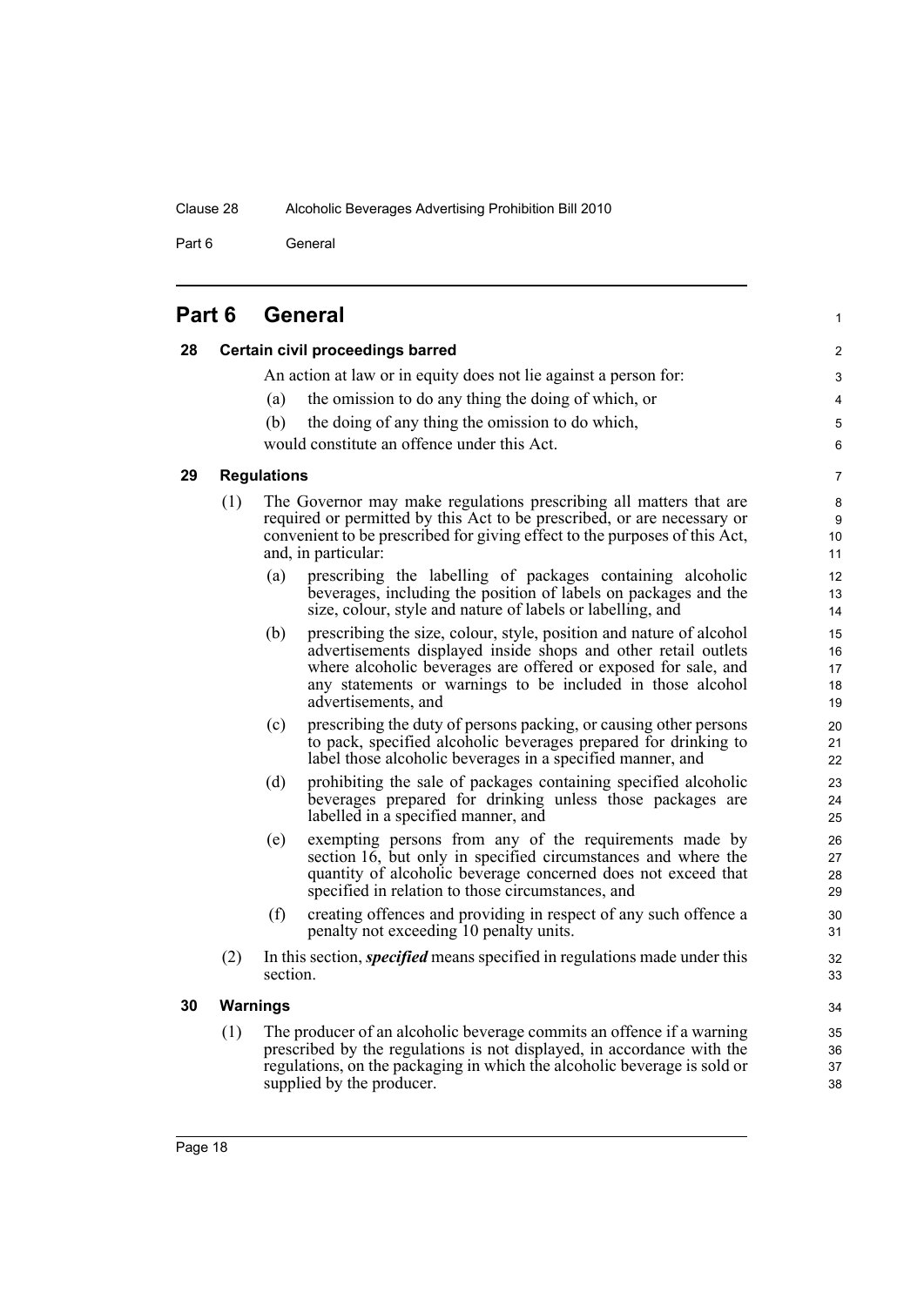# Part 6 General

## 28 Certain civil proceedings barred

An action at law or in equity does not lie against a person for:

(a) the omission to do any thing the doing of which, or

(b) the doing of any thing the omission to do which,

would constitute an offence under this Act.

## 29 Regulations

(1) The Governor may make regulations prescribing all matters that are required or permitted by this Act to be prescribed, or are necessary or convenient to be prescribed for giving effect to the purposes of this Act, and, in particular:

(a) prescribing the labelling of packages containing alcoholic beverages, including the position of labels on packages and the size, colour, style and nature of labels or labelling, and

(b) prescribing the size, colour, style, position and nature of alcohol advertisements displayed inside shops and other retail outlets where alcoholic beverages are offered or exposed for sale, and any statements or warnings to be included in those alcohol advertisements, and

(c) prescribing the duty of persons packing, or causing other persons to pack, specified alcoholic beverages prepared for drinking to label those alcoholic beverages in a specified manner, and

(d) prohibiting the sale of packages containing specified alcoholic beverages prepared for drinking unless those packages are labelled in a specified manner, and

(e) exempting persons from any of the requirements made by section 16, but only in specified circumstances and where the quantity of alcoholic beverage concerned does not exceed that specified in relation to those circumstances, and

(f) creating offences and providing in respect of any such offence a penalty not exceeding 10 penalty units.

(2) In this section, ***specified*** means specified in regulations made under this section.

## 30 Warnings

(1) The producer of an alcoholic beverage commits an offence if a warning prescribed by the regulations is not displayed, in accordance with the regulations, on the packaging in which the alcoholic beverage is sold or supplied by the producer.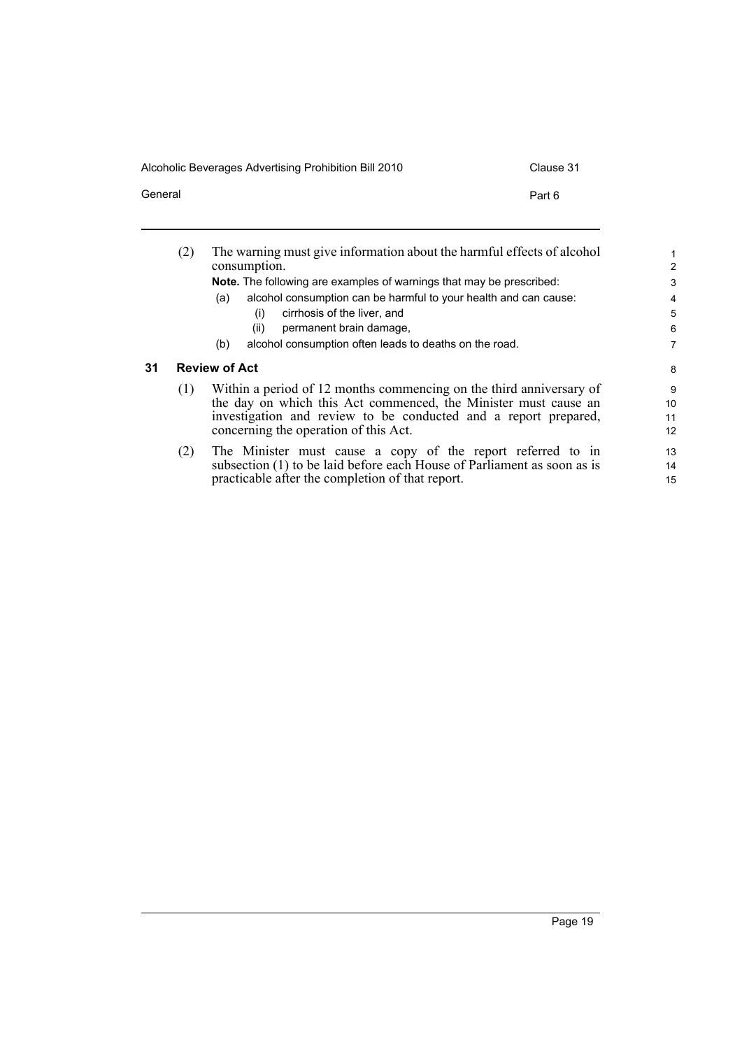(2) The warning must give information about the harmful effects of alcohol consumption.

**Note.** The following are examples of warnings that may be prescribed:

(a) alcohol consumption can be harmful to your health and can cause:

(i) cirrhosis of the liver, and

(ii) permanent brain damage,

(b) alcohol consumption often leads to deaths on the road.

### 31 Review of Act

(1) Within a period of 12 months commencing on the third anniversary of the day on which this Act commenced, the Minister must cause an investigation and review to be conducted and a report prepared, concerning the operation of this Act.

(2) The Minister must cause a copy of the report referred to in subsection (1) to be laid before each House of Parliament as soon as is practicable after the completion of that report.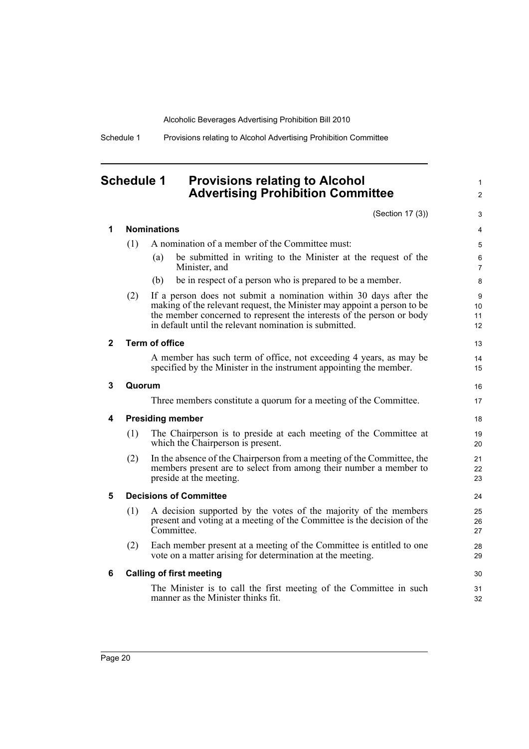# Schedule 1 Provisions relating to Alcohol Advertising Prohibition Committee

(Section 17 (3))

## 1 Nominations

(1) A nomination of a member of the Committee must:

(a) be submitted in writing to the Minister at the request of the Minister, and

(b) be in respect of a person who is prepared to be a member.

(2) If a person does not submit a nomination within 30 days after the making of the relevant request, the Minister may appoint a person to be the member concerned to represent the interests of the person or body in default until the relevant nomination is submitted.

## 2 Term of office

A member has such term of office, not exceeding 4 years, as may be specified by the Minister in the instrument appointing the member.

## 3 Quorum

Three members constitute a quorum for a meeting of the Committee.

## 4 Presiding member

(1) The Chairperson is to preside at each meeting of the Committee at which the Chairperson is present.

(2) In the absence of the Chairperson from a meeting of the Committee, the members present are to select from among their number a member to preside at the meeting.

## 5 Decisions of Committee

(1) A decision supported by the votes of the majority of the members present and voting at a meeting of the Committee is the decision of the Committee.

(2) Each member present at a meeting of the Committee is entitled to one vote on a matter arising for determination at the meeting.

## 6 Calling of first meeting

The Minister is to call the first meeting of the Committee in such manner as the Minister thinks fit.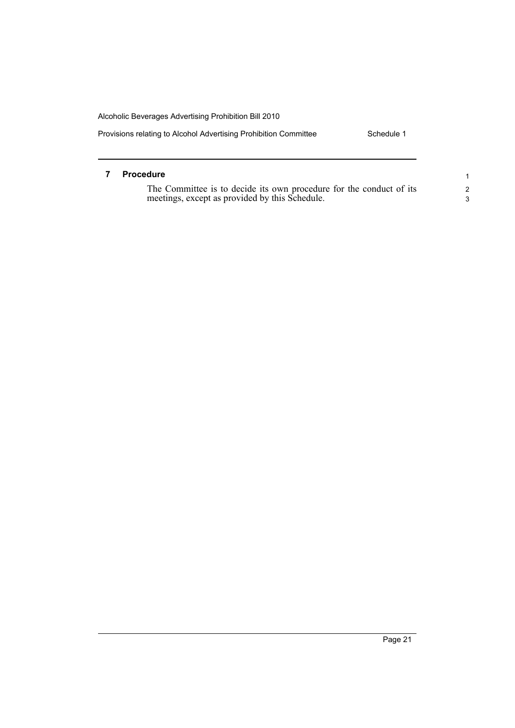### 7 Procedure

The Committee is to decide its own procedure for the conduct of its meetings, except as provided by this Schedule.